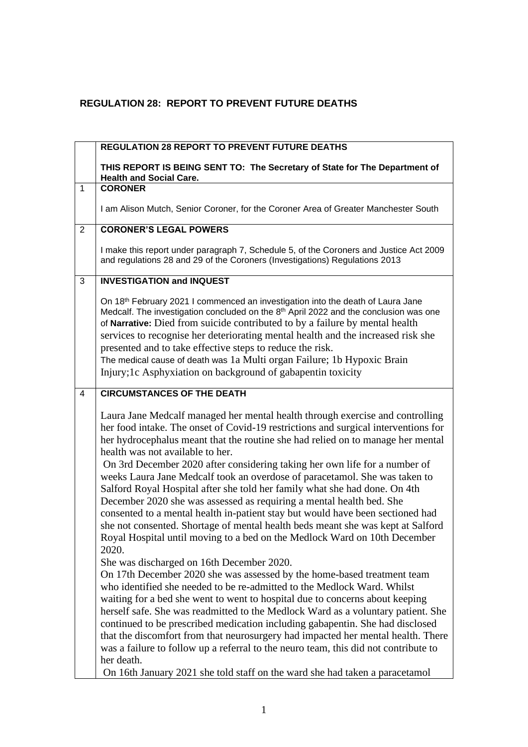# REGULATION 28: REPORT TO PREVENT FUTURE DEATHS

| | REGULATION 28 REPORT TO PREVENT FUTURE DEATHS<br><br>THIS REPORT IS BEING SENT TO: The Secretary of State for The Department of Health and Social Care. |
|---|---|
| 1 | **CORONER**<br><br>I am Alison Mutch, Senior Coroner, for the Coroner Area of Greater Manchester South |
| 2 | **CORONER'S LEGAL POWERS**<br><br>I make this report under paragraph 7, Schedule 5, of the Coroners and Justice Act 2009 and regulations 28 and 29 of the Coroners (Investigations) Regulations 2013 |
| 3 | **INVESTIGATION and INQUEST**<br><br>On 18th February 2021 I commenced an investigation into the death of Laura Jane Medcalf. The investigation concluded on the 8th April 2022 and the conclusion was one of **Narrative:** Died from suicide contributed to by a failure by mental health services to recognise her deteriorating mental health and the increased risk she presented and to take effective steps to reduce the risk.<br>The medical cause of death was 1a Multi organ Failure; 1b Hypoxic Brain Injury;1c Asphyxiation on background of gabapentin toxicity |
| 4 | **CIRCUMSTANCES OF THE DEATH**<br><br>Laura Jane Medcalf managed her mental health through exercise and controlling her food intake. The onset of Covid-19 restrictions and surgical interventions for her hydrocephalus meant that the routine she had relied on to manage her mental health was not available to her.<br>On 3rd December 2020 after considering taking her own life for a number of weeks Laura Jane Medcalf took an overdose of paracetamol. She was taken to Salford Royal Hospital after she told her family what she had done. On 4th December 2020 she was assessed as requiring a mental health bed. She consented to a mental health in-patient stay but would have been sectioned had she not consented. Shortage of mental health beds meant she was kept at Salford Royal Hospital until moving to a bed on the Medlock Ward on 10th December 2020.<br>She was discharged on 16th December 2020.<br>On 17th December 2020 she was assessed by the home-based treatment team who identified she needed to be re-admitted to the Medlock Ward. Whilst waiting for a bed she went to went to hospital due to concerns about keeping herself safe. She was readmitted to the Medlock Ward as a voluntary patient. She continued to be prescribed medication including gabapentin. She had disclosed that the discomfort from that neurosurgery had impacted her mental health. There was a failure to follow up a referral to the neuro team, this did not contribute to her death.<br>On 16th January 2021 she told staff on the ward she had taken a paracetamol |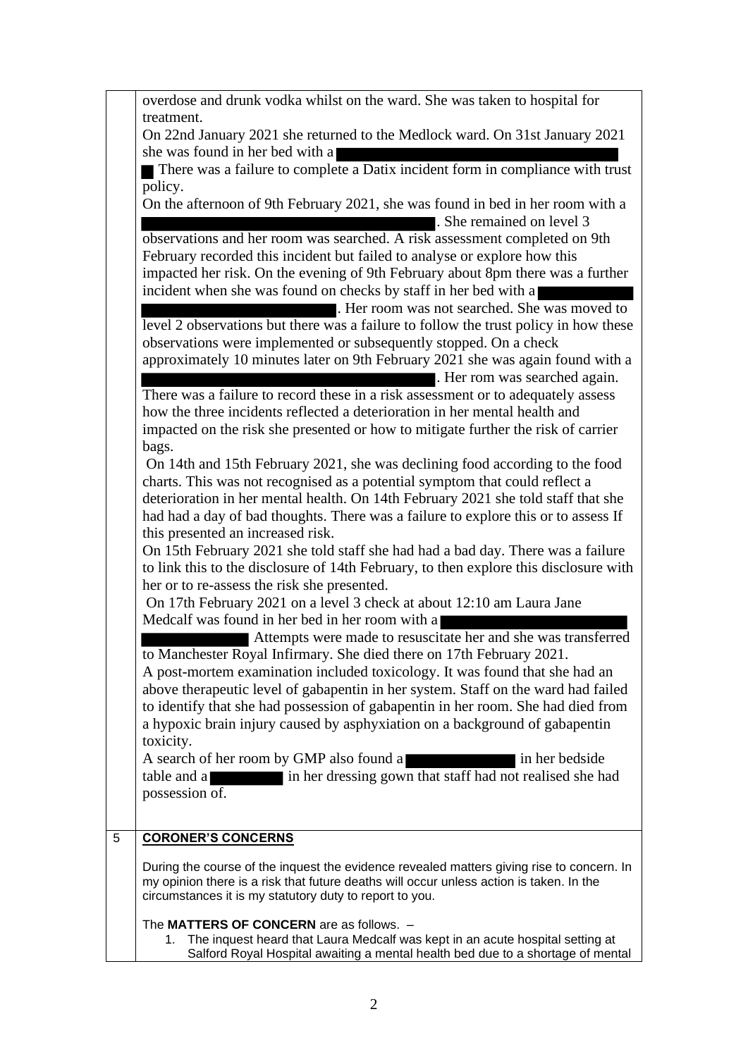overdose and drunk vodka whilst on the ward. She was taken to hospital for treatment.

On 22nd January 2021 she returned to the Medlock ward. On 31st January 2021 she was found in her bed with a ██████████████████████████ ▇ There was a failure to complete a Datix incident form in compliance with trust policy.

On the afternoon of 9th February 2021, she was found in bed in her room with a ██████████████████████████. She remained on level 3 observations and her room was searched. A risk assessment completed on 9th February recorded this incident but failed to analyse or explore how this impacted her risk. On the evening of 9th February about 8pm there was a further incident when she was found on checks by staff in her bed with a ████████ ██████████████████. Her room was not searched. She was moved to level 2 observations but there was a failure to follow the trust policy in how these observations were implemented or subsequently stopped. On a check approximately 10 minutes later on 9th February 2021 she was again found with a ██████████████████████████. Her rom was searched again. There was a failure to record these in a risk assessment or to adequately assess how the three incidents reflected a deterioration in her mental health and impacted on the risk she presented or how to mitigate further the risk of carrier bags.

On 14th and 15th February 2021, she was declining food according to the food charts. This was not recognised as a potential symptom that could reflect a deterioration in her mental health. On 14th February 2021 she told staff that she had had a day of bad thoughts. There was a failure to explore this or to assess If this presented an increased risk.

On 15th February 2021 she told staff she had had a bad day. There was a failure to link this to the disclosure of 14th February, to then explore this disclosure with her or to re-assess the risk she presented.

On 17th February 2021 on a level 3 check at about 12:10 am Laura Jane Medcalf was found in her bed in her room with a ████████████████ ██████████ Attempts were made to resuscitate her and she was transferred to Manchester Royal Infirmary. She died there on 17th February 2021.

A post-mortem examination included toxicology. It was found that she had an above therapeutic level of gabapentin in her system. Staff on the ward had failed to identify that she had possession of gabapentin in her room. She had died from a hypoxic brain injury caused by asphyxiation on a background of gabapentin toxicity.

A search of her room by GMP also found a ██████████ in her bedside table and a ██████ in her dressing gown that staff had not realised she had possession of.

## 5 CORONER'S CONCERNS

During the course of the inquest the evidence revealed matters giving rise to concern. In my opinion there is a risk that future deaths will occur unless action is taken. In the circumstances it is my statutory duty to report to you.

The **MATTERS OF CONCERN** are as follows. –

1. The inquest heard that Laura Medcalf was kept in an acute hospital setting at Salford Royal Hospital awaiting a mental health bed due to a shortage of mental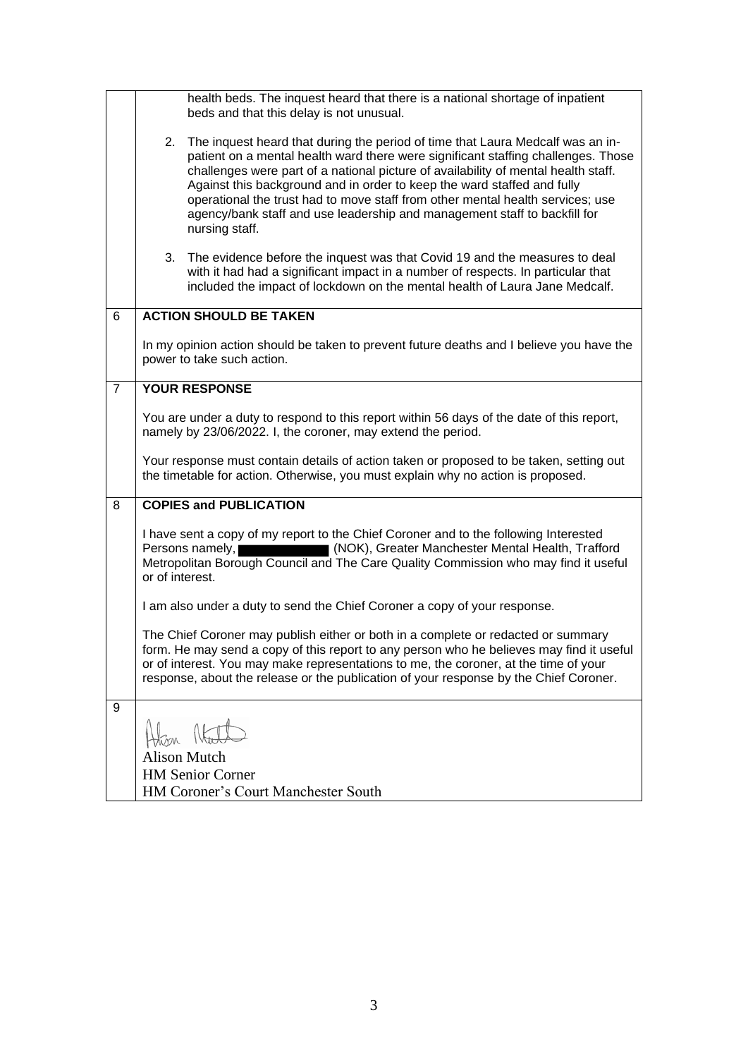| | |
|---|---|
| | health beds. The inquest heard that there is a national shortage of inpatient beds and that this delay is not unusual.<br><br>2. The inquest heard that during the period of time that Laura Medcalf was an in-patient on a mental health ward there were significant staffing challenges. Those challenges were part of a national picture of availability of mental health staff. Against this background and in order to keep the ward staffed and fully operational the trust had to move staff from other mental health services; use agency/bank staff and use leadership and management staff to backfill for nursing staff.<br><br>3. The evidence before the inquest was that Covid 19 and the measures to deal with it had had a significant impact in a number of respects. In particular that included the impact of lockdown on the mental health of Laura Jane Medcalf. |
| 6 | **ACTION SHOULD BE TAKEN**<br><br>In my opinion action should be taken to prevent future deaths and I believe you have the power to take such action. |
| 7 | **YOUR RESPONSE**<br><br>You are under a duty to respond to this report within 56 days of the date of this report, namely by 23/06/2022. I, the coroner, may extend the period.<br><br>Your response must contain details of action taken or proposed to be taken, setting out the timetable for action. Otherwise, you must explain why no action is proposed. |
| 8 | **COPIES and PUBLICATION**<br><br>I have sent a copy of my report to the Chief Coroner and to the following Interested Persons namely, ██████████ (NOK), Greater Manchester Mental Health, Trafford Metropolitan Borough Council and The Care Quality Commission who may find it useful or of interest.<br><br>I am also under a duty to send the Chief Coroner a copy of your response.<br><br>The Chief Coroner may publish either or both in a complete or redacted or summary form. He may send a copy of this report to any person who he believes may find it useful or of interest. You may make representations to me, the coroner, at the time of your response, about the release or the publication of your response by the Chief Coroner. |
| 9 | Alison Mutch<br>HM Senior Corner<br>HM Coroner's Court Manchester South |